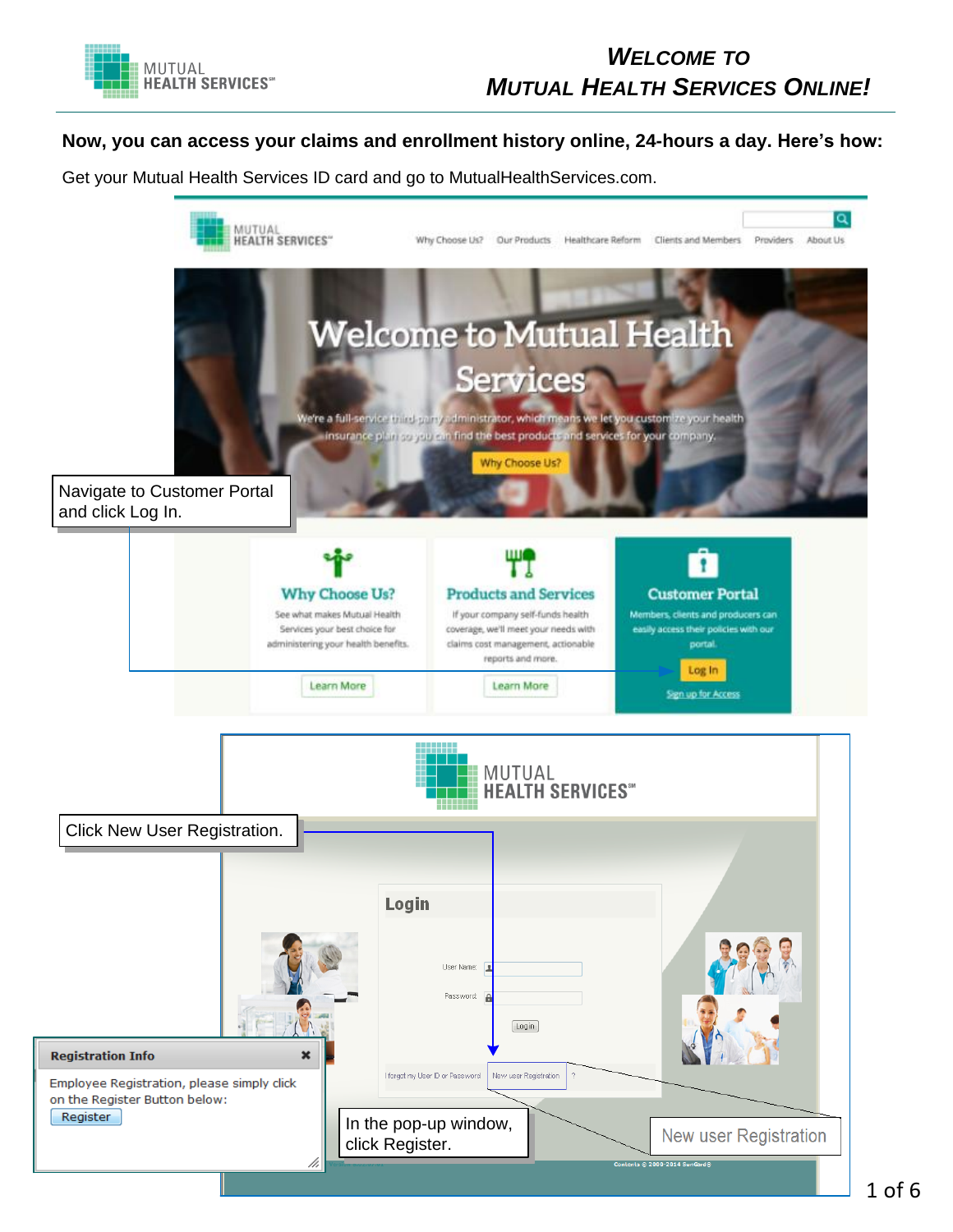# Welcome to Mutual Health Services Online!

**Now, you can access your claims and enrollment history online, 24-hours a day. Here's how:**

Get your Mutual Health Services ID card and go to MutualHealthServices.com.

Navigate to Customer Portal and click Log In.

Click New User Registration.

In the pop-up window, click Register.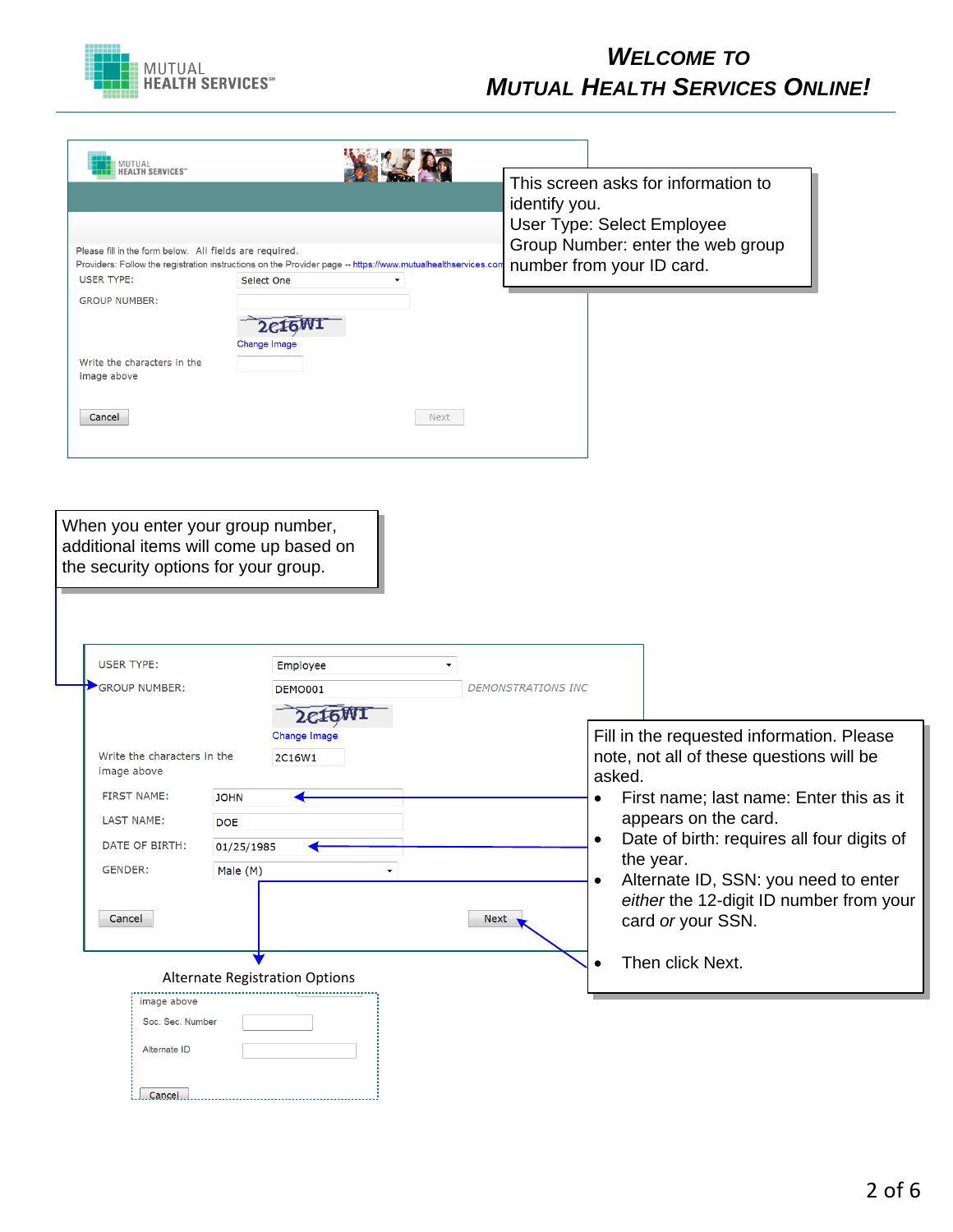# WELCOME TO MUTUAL HEALTH SERVICES ONLINE!

MUTUAL HEALTH SERVICES

Please fill in the form below. All fields are required.
Providers: Follow the registration instructions on the Provider page -- https://www.mutualhealthservices.com

USER TYPE: Select One

GROUP NUMBER:

2C16W1

Change Image

Write the characters in the image above

Cancel | Next

This screen asks for information to identify you.
User Type: Select Employee
Group Number: enter the web group number from your ID card.

When you enter your group number, additional items will come up based on the security options for your group.

USER TYPE: Employee

GROUP NUMBER: DEMO001 DEMONSTRATIONS INC

2C16W1

Change Image

Write the characters in the image above: 2C16W1

FIRST NAME: JOHN

LAST NAME: DOE

DATE OF BIRTH: 01/25/1985

GENDER: Male (M)

Cancel | Next

Fill in the requested information. Please note, not all of these questions will be asked.

- First name; last name: Enter this as it appears on the card.
- Date of birth: requires all four digits of the year.
- Alternate ID, SSN: you need to enter *either* the 12-digit ID number from your card *or* your SSN.
- Then click Next.

Alternate Registration Options

image above

Soc. Sec. Number

Alternate ID

Cancel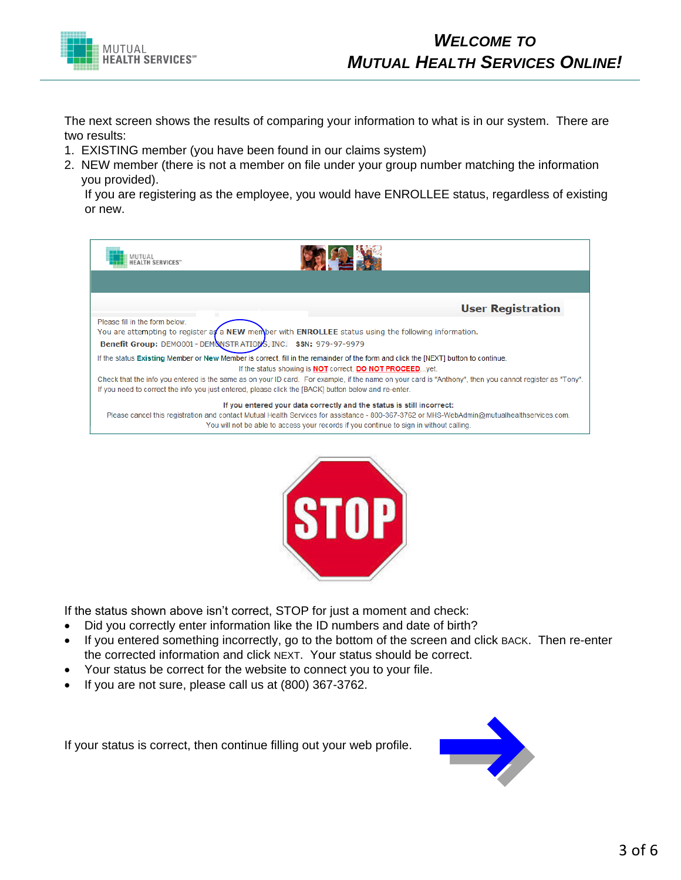The next screen shows the results of comparing your information to what is in our system. There are two results:

1. EXISTING member (you have been found in our claims system)
2. NEW member (there is not a member on file under your group number matching the information you provided).

   If you are registering as the employee, you would have ENROLLEE status, regardless of existing or new.

If the status shown above isn't correct, STOP for just a moment and check:

- Did you correctly enter information like the ID numbers and date of birth?
- If you entered something incorrectly, go to the bottom of the screen and click BACK. Then re-enter the corrected information and click NEXT. Your status should be correct.
- Your status be correct for the website to connect you to your file.
- If you are not sure, please call us at (800) 367-3762.

If your status is correct, then continue filling out your web profile.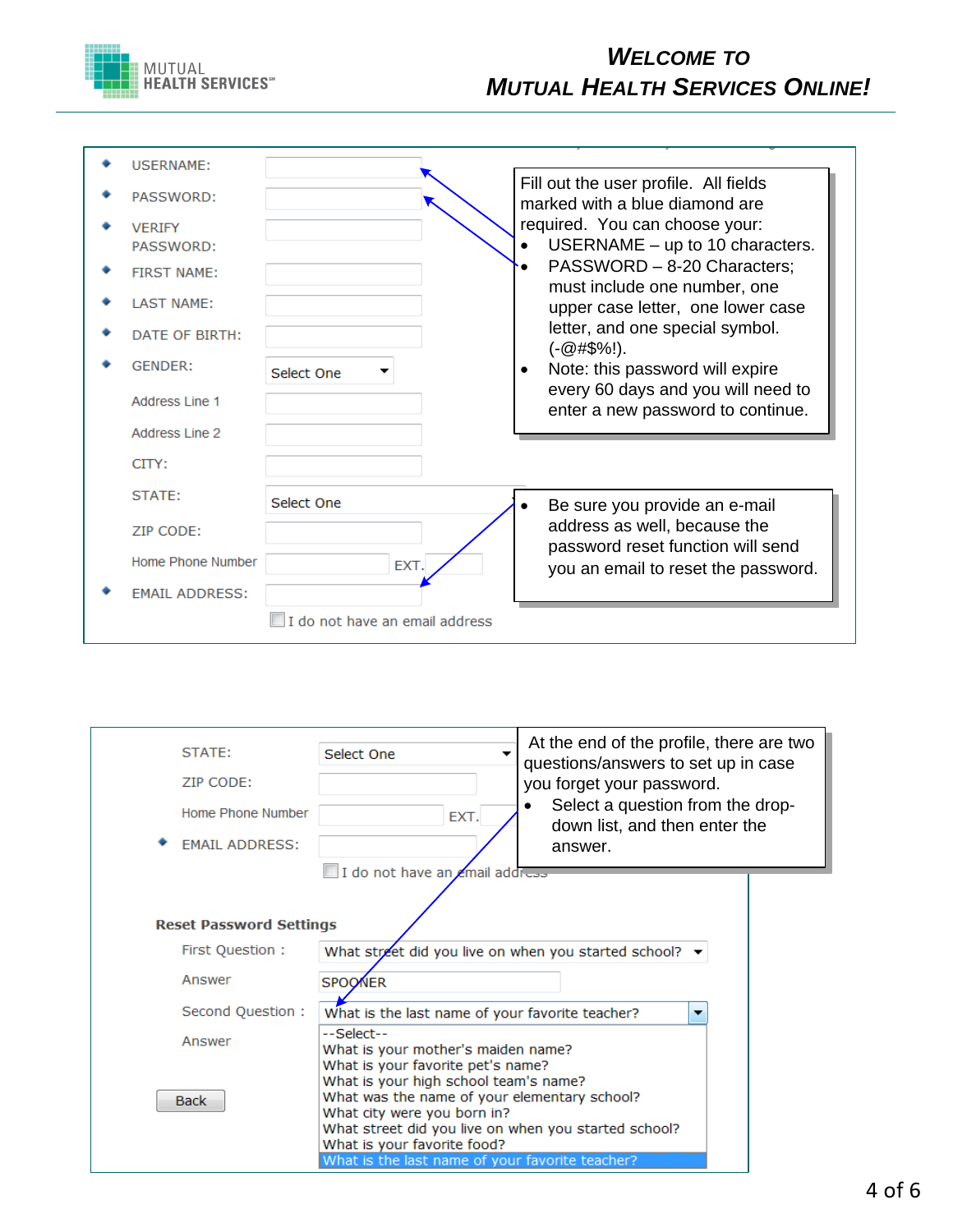# WELCOME TO MUTUAL HEALTH SERVICES ONLINE!

- USERNAME:
- PASSWORD:
- VERIFY PASSWORD:
- FIRST NAME:
- LAST NAME:
- DATE OF BIRTH:
- GENDER: Select One

Address Line 1

Address Line 2

CITY:

STATE: Select One

ZIP CODE:

Home Phone Number EXT.

- EMAIL ADDRESS:

I do not have an email address

Fill out the user profile. All fields marked with a blue diamond are required. You can choose your:

- USERNAME – up to 10 characters.
- PASSWORD – 8-20 Characters; must include one number, one upper case letter, one lower case letter, and one special symbol. (-@#$%!).
- Note: this password will expire every 60 days and you will need to enter a new password to continue.

- Be sure you provide an e-mail address as well, because the password reset function will send you an email to reset the password.

STATE: Select One

ZIP CODE:

Home Phone Number EXT.

- EMAIL ADDRESS:

I do not have an email address

**Reset Password Settings**

First Question : What street did you live on when you started school?

Answer SPOONER

Second Question : What is the last name of your favorite teacher?

Answer

--Select--
What is your mother's maiden name?
What is your favorite pet's name?
What is your high school team's name?
What was the name of your elementary school?
What city were you born in?
What street did you live on when you started school?
What is your favorite food?
What is the last name of your favorite teacher?

Back

At the end of the profile, there are two questions/answers to set up in case you forget your password.

- Select a question from the drop-down list, and then enter the answer.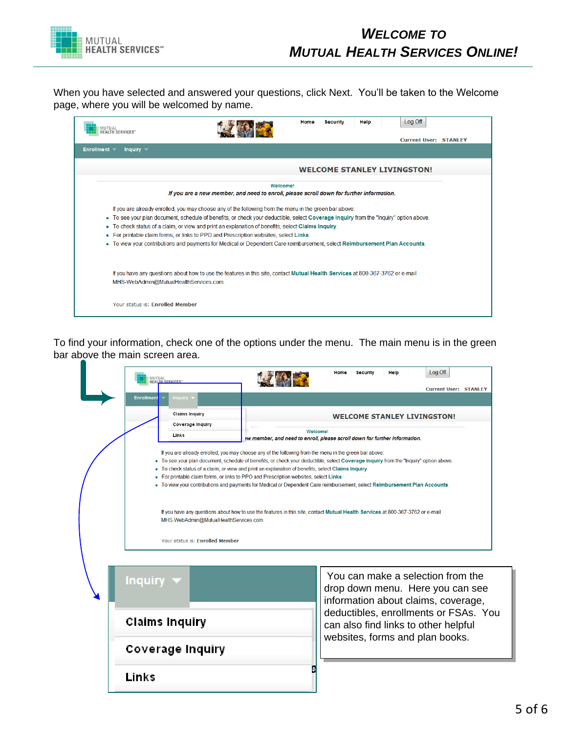# Welcome to Mutual Health Services Online!

When you have selected and answered your questions, click Next. You'll be taken to the Welcome page, where you will be welcomed by name.

Home | Security | Help | Log Off

Current User: STANLEY

Enrollment | Inquiry

**WELCOME STANLEY LIVINGSTON!**

Welcome!

***If you are a new member, and need to enroll, please scroll down for further information.***

If you are already enrolled, you may choose any of the following from the menu in the green bar above:

- To see your plan document, schedule of benefits, or check your deductible, select **Coverage Inquiry** from the "Inquiry" option above.
- To check status of a claim, or view and print an explanation of benefits, select **Claims Inquiry**.
- For printable claim forms, or links to PPO and Prescription websites, select **Links**.
- To view your contributions and payments for Medical or Dependent Care reimbursement, select **Reimbursement Plan Accounts**.

If you have any questions about how to use the features in this site, contact **Mutual Health Services** at 800-367-3762 or e-mail MHS-WebAdmin@MutualHealthServices.com.

Your status is: **Enrolled Member**

To find your information, check one of the options under the menu. The main menu is in the green bar above the main screen area.

Home | Security | Help | Log Off

Current User: STANLEY

Enrollment | Inquiry

- Claims Inquiry
- Coverage Inquiry
- Links

**WELCOME STANLEY LIVINGSTON!**

Welcome!

***If you are a new member, and need to enroll, please scroll down for further information.***

If you are already enrolled, you may choose any of the following from the menu in the green bar above:

- To see your plan document, schedule of benefits, or check your deductible, select **Coverage Inquiry** from the "Inquiry" option above.
- To check status of a claim, or view and print an explanation of benefits, select **Claims Inquiry**.
- For printable claim forms, or links to PPO and Prescription websites, select **Links**.
- To view your contributions and payments for Medical or Dependent Care reimbursement, select **Reimbursement Plan Accounts**.

If you have any questions about how to use the features in this site, contact **Mutual Health Services** at 800-367-3762 or e-mail MHS-WebAdmin@MutualHealthServices.com.

Your status is: **Enrolled Member**

**Inquiry**

- **Claims Inquiry**
- **Coverage Inquiry**
- **Links**

You can make a selection from the drop down menu. Here you can see information about claims, coverage, deductibles, enrollments or FSAs. You can also find links to other helpful websites, forms and plan books.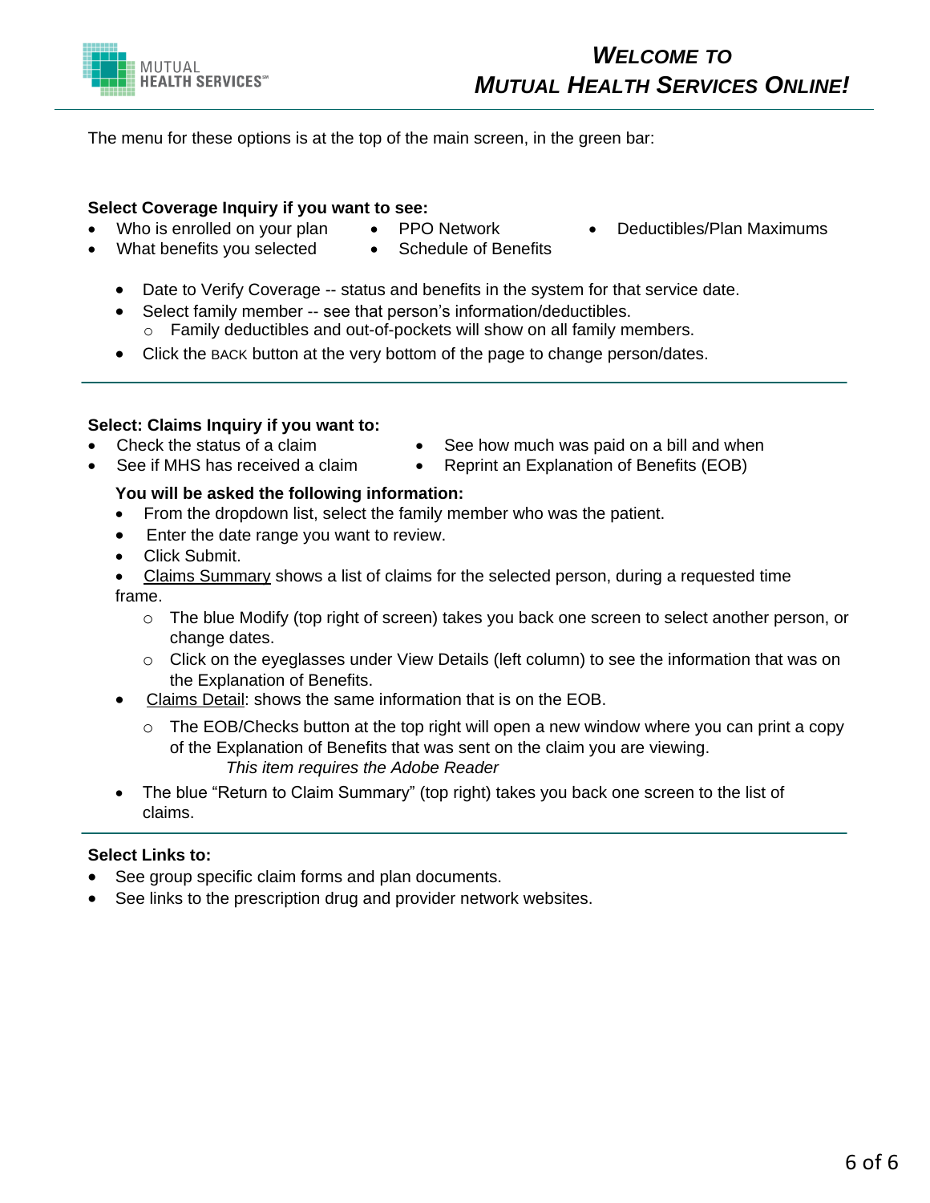The menu for these options is at the top of the main screen, in the green bar:

**Select Coverage Inquiry if you want to see:**

- Who is enrolled on your plan
- What benefits you selected
- PPO Network
- Schedule of Benefits
- Deductibles/Plan Maximums

- Date to Verify Coverage -- status and benefits in the system for that service date.
- Select family member -- see that person's information/deductibles.
  - Family deductibles and out-of-pockets will show on all family members.
- Click the BACK button at the very bottom of the page to change person/dates.

---

**Select: Claims Inquiry if you want to:**

- Check the status of a claim
- See if MHS has received a claim
- See how much was paid on a bill and when
- Reprint an Explanation of Benefits (EOB)

**You will be asked the following information:**

- From the dropdown list, select the family member who was the patient.
- Enter the date range you want to review.
- Click Submit.
- Claims Summary shows a list of claims for the selected person, during a requested time frame.
  - The blue Modify (top right of screen) takes you back one screen to select another person, or change dates.
  - Click on the eyeglasses under View Details (left column) to see the information that was on the Explanation of Benefits.
- Claims Detail: shows the same information that is on the EOB.
  - The EOB/Checks button at the top right will open a new window where you can print a copy of the Explanation of Benefits that was sent on the claim you are viewing.
    *This item requires the Adobe Reader*
- The blue "Return to Claim Summary" (top right) takes you back one screen to the list of claims.

---

**Select Links to:**

- See group specific claim forms and plan documents.
- See links to the prescription drug and provider network websites.